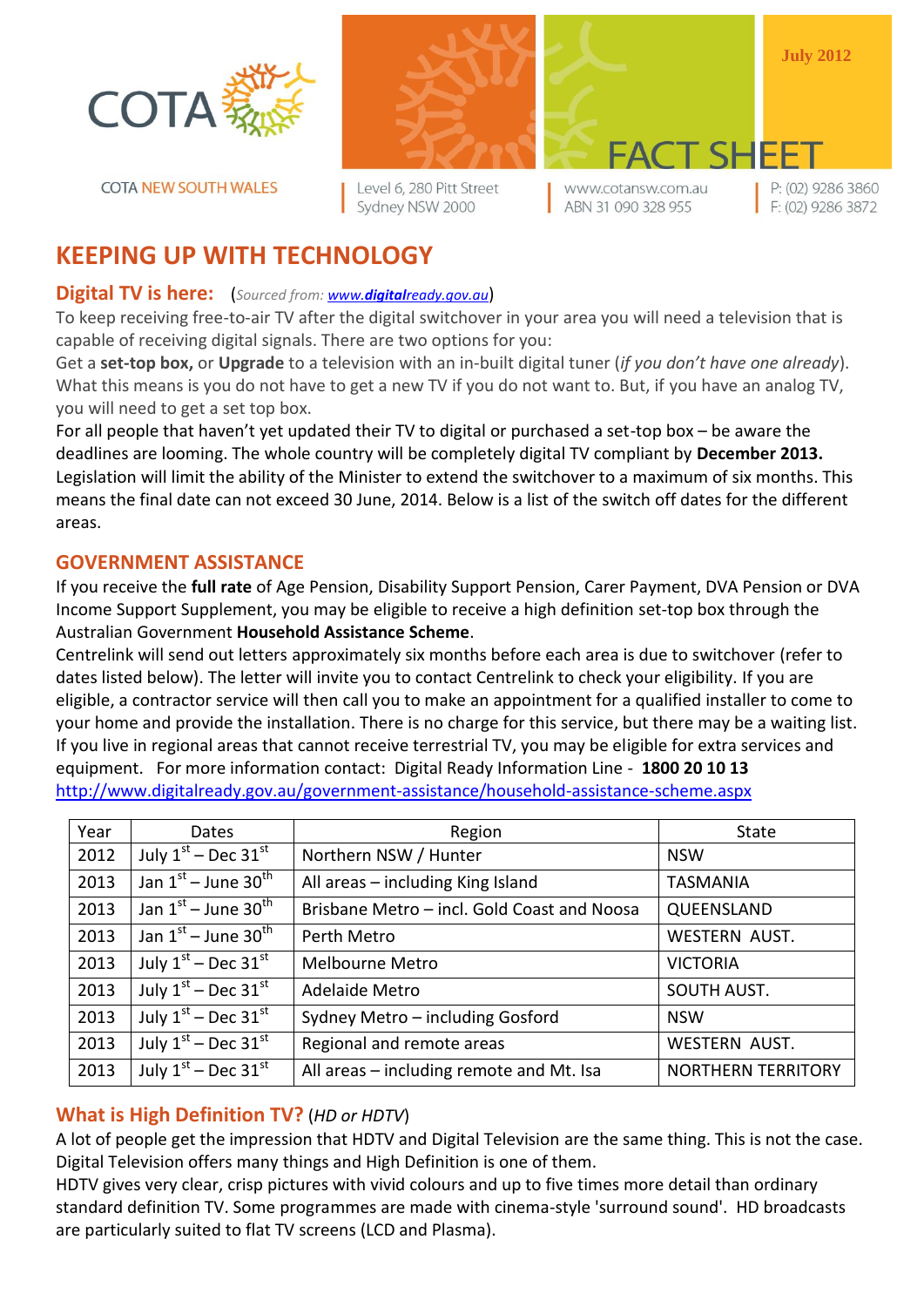COTA

COTA NEW SOUTH WALES

Level 6, 280 Pitt Street
Sydney NSW 2000

www.cotansw.com.au
ABN 31 090 328 955

P: (02) 9286 3860
F: (02) 9286 3872

July 2012

FACT SHEET

# KEEPING UP WITH TECHNOLOGY

## Digital TV is here: (*Sourced from: www.digitalready.gov.au*)

To keep receiving free-to-air TV after the digital switchover in your area you will need a television that is capable of receiving digital signals. There are two options for you:

Get a **set-top box,** or **Upgrade** to a television with an in-built digital tuner (*if you don't have one already*). What this means is you do not have to get a new TV if you do not want to. But, if you have an analog TV, you will need to get a set top box.

For all people that haven't yet updated their TV to digital or purchased a set-top box – be aware the deadlines are looming. The whole country will be completely digital TV compliant by **December 2013.** Legislation will limit the ability of the Minister to extend the switchover to a maximum of six months. This means the final date can not exceed 30 June, 2014. Below is a list of the switch off dates for the different areas.

## GOVERNMENT ASSISTANCE

If you receive the **full rate** of Age Pension, Disability Support Pension, Carer Payment, DVA Pension or DVA Income Support Supplement, you may be eligible to receive a high definition set-top box through the Australian Government **Household Assistance Scheme**.

Centrelink will send out letters approximately six months before each area is due to switchover (refer to dates listed below). The letter will invite you to contact Centrelink to check your eligibility. If you are eligible, a contractor service will then call you to make an appointment for a qualified installer to come to your home and provide the installation. There is no charge for this service, but there may be a waiting list. If you live in regional areas that cannot receive terrestrial TV, you may be eligible for extra services and equipment. For more information contact: Digital Ready Information Line - **1800 20 10 13**

http://www.digitalready.gov.au/government-assistance/household-assistance-scheme.aspx

| Year | Dates | Region | State |
|---|---|---|---|
| 2012 | July 1st – Dec 31st | Northern NSW / Hunter | NSW |
| 2013 | Jan 1st – June 30th | All areas – including King Island | TASMANIA |
| 2013 | Jan 1st – June 30th | Brisbane Metro – incl. Gold Coast and Noosa | QUEENSLAND |
| 2013 | Jan 1st – June 30th | Perth Metro | WESTERN AUST. |
| 2013 | July 1st – Dec 31st | Melbourne Metro | VICTORIA |
| 2013 | July 1st – Dec 31st | Adelaide Metro | SOUTH AUST. |
| 2013 | July 1st – Dec 31st | Sydney Metro – including Gosford | NSW |
| 2013 | July 1st – Dec 31st | Regional and remote areas | WESTERN AUST. |
| 2013 | July 1st – Dec 31st | All areas – including remote and Mt. Isa | NORTHERN TERRITORY |

## What is High Definition TV? (*HD or HDTV*)

A lot of people get the impression that HDTV and Digital Television are the same thing. This is not the case. Digital Television offers many things and High Definition is one of them.

HDTV gives very clear, crisp pictures with vivid colours and up to five times more detail than ordinary standard definition TV. Some programmes are made with cinema-style 'surround sound'. HD broadcasts are particularly suited to flat TV screens (LCD and Plasma).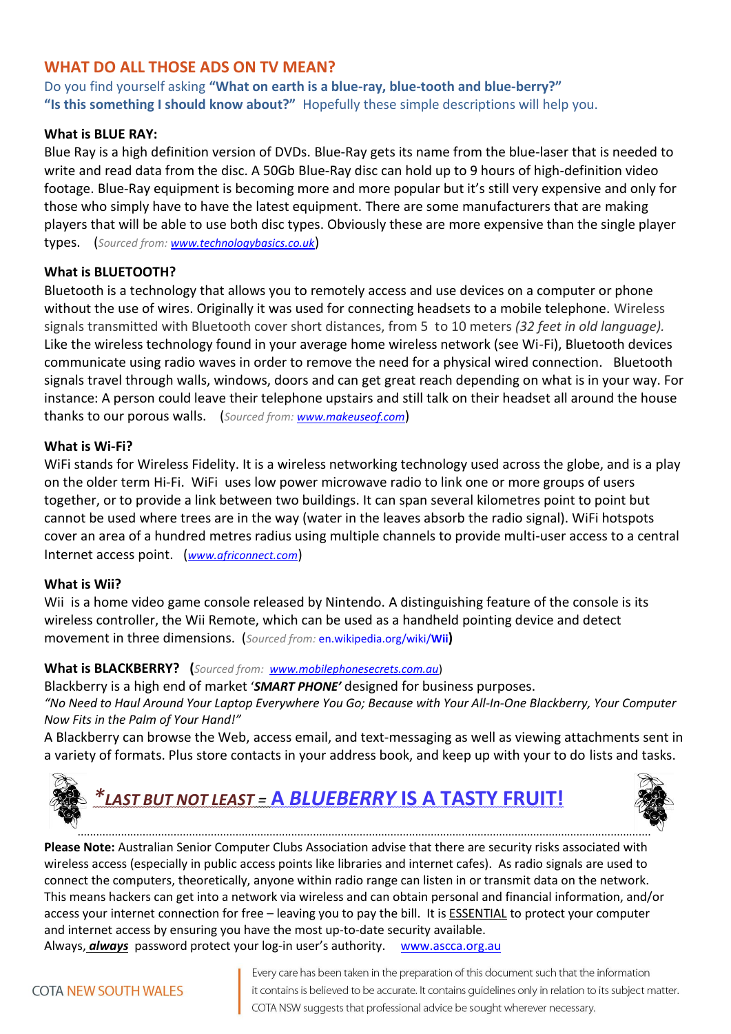## WHAT DO ALL THOSE ADS ON TV MEAN?

Do you find yourself asking **"What on earth is a blue-ray, blue-tooth and blue-berry?" "Is this something I should know about?"** Hopefully these simple descriptions will help you.

### What is BLUE RAY:

Blue Ray is a high definition version of DVDs. Blue-Ray gets its name from the blue-laser that is needed to write and read data from the disc. A 50Gb Blue-Ray disc can hold up to 9 hours of high-definition video footage. Blue-Ray equipment is becoming more and more popular but it's still very expensive and only for those who simply have to have the latest equipment. There are some manufacturers that are making players that will be able to use both disc types. Obviously these are more expensive than the single player types. (*Sourced from: www.technologybasics.co.uk*)

### What is BLUETOOTH?

Bluetooth is a technology that allows you to remotely access and use devices on a computer or phone without the use of wires. Originally it was used for connecting headsets to a mobile telephone. Wireless signals transmitted with Bluetooth cover short distances, from 5 to 10 meters *(32 feet in old language).* Like the wireless technology found in your average home wireless network (see Wi-Fi), Bluetooth devices communicate using radio waves in order to remove the need for a physical wired connection. Bluetooth signals travel through walls, windows, doors and can get great reach depending on what is in your way. For instance: A person could leave their telephone upstairs and still talk on their headset all around the house thanks to our porous walls. (*Sourced from: www.makeuseof.com*)

### What is Wi-Fi?

WiFi stands for Wireless Fidelity. It is a wireless networking technology used across the globe, and is a play on the older term Hi-Fi. WiFi uses low power microwave radio to link one or more groups of users together, or to provide a link between two buildings. It can span several kilometres point to point but cannot be used where trees are in the way (water in the leaves absorb the radio signal). WiFi hotspots cover an area of a hundred metres radius using multiple channels to provide multi-user access to a central Internet access point. (*www.africonnect.com*)

### What is Wii?

Wii is a home video game console released by Nintendo. A distinguishing feature of the console is its wireless controller, the Wii Remote, which can be used as a handheld pointing device and detect movement in three dimensions. (*Sourced from:* en.wikipedia.org/wiki/**Wii**)

### What is BLACKBERRY? (*Sourced from: www.mobilephonesecrets.com.au*)

Blackberry is a high end of market '***SMART PHONE'*** designed for business purposes.

*"No Need to Haul Around Your Laptop Everywhere You Go; Because with Your All-In-One Blackberry, Your Computer Now Fits in the Palm of Your Hand!"*

A Blackberry can browse the Web, access email, and text-messaging as well as viewing attachments sent in a variety of formats. Plus store contacts in your address book, and keep up with your to do lists and tasks.

***LAST BUT NOT LEAST = A *BLUEBERRY* IS A TASTY FRUIT!**

**Please Note:** Australian Senior Computer Clubs Association advise that there are security risks associated with wireless access (especially in public access points like libraries and internet cafes). As radio signals are used to connect the computers, theoretically, anyone within radio range can listen in or transmit data on the network. This means hackers can get into a network via wireless and can obtain personal and financial information, and/or access your internet connection for free – leaving you to pay the bill. It is ESSENTIAL to protect your computer and internet access by ensuring you have the most up-to-date security available.

Always, ***always*** password protect your log-in user's authority. www.ascca.org.au

COTA NEW SOUTH WALES

Every care has been taken in the preparation of this document such that the information it contains is believed to be accurate. It contains guidelines only in relation to its subject matter. COTA NSW suggests that professional advice be sought wherever necessary.